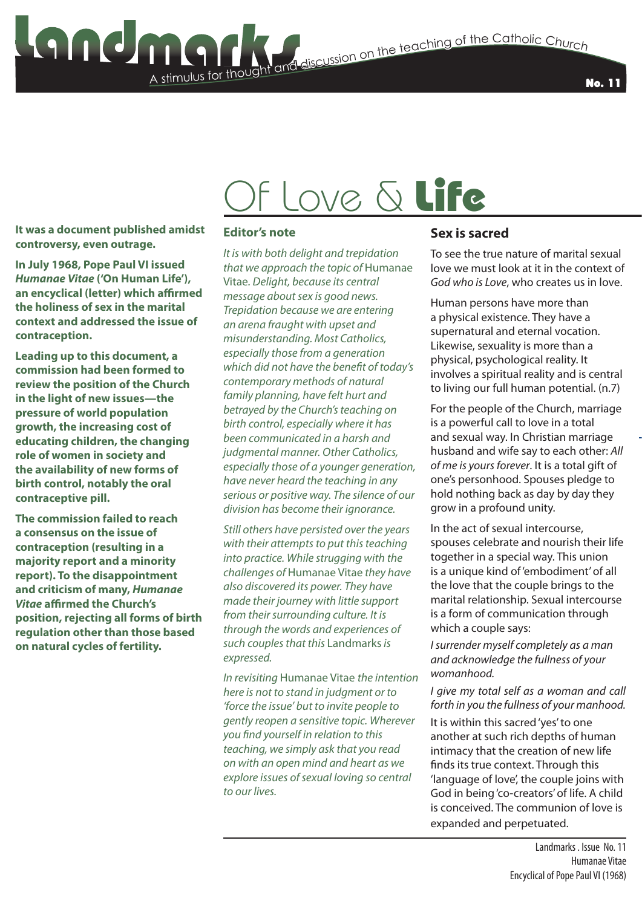# Landmarks

A stimulus for thought and discussion on the teaching of the Catholic Church

No. 11

# Of Love & Life

**It was a document published amidst controversy, even outrage.**

**In July 1968, Pope Paul VI issued *Humanae Vitae* ('On Human Life'), an encyclical (letter) which affirmed the holiness of sex in the marital context and addressed the issue of contraception.**

**Leading up to this document, a commission had been formed to review the position of the Church in the light of new issues—the pressure of world population growth, the increasing cost of educating children, the changing role of women in society and the availability of new forms of birth control, notably the oral contraceptive pill.**

**The commission failed to reach a consensus on the issue of contraception (resulting in a majority report and a minority report). To the disappointment and criticism of many, *Humanae Vitae* affirmed the Church's position, rejecting all forms of birth regulation other than those based on natural cycles of fertility.**

## Editor's note

*It is with both delight and trepidation that we approach the topic of* Humanae Vitae. *Delight, because its central message about sex is good news. Trepidation because we are entering an arena fraught with upset and misunderstanding. Most Catholics, especially those from a generation which did not have the benefit of today's contemporary methods of natural family planning, have felt hurt and betrayed by the Church's teaching on birth control, especially where it has been communicated in a harsh and judgmental manner. Other Catholics, especially those of a younger generation, have never heard the teaching in any serious or positive way. The silence of our division has become their ignorance.*

*Still others have persisted over the years with their attempts to put this teaching into practice. While struggling with the challenges of* Humanae Vitae *they have also discovered its power. They have made their journey with little support from their surrounding culture. It is through the words and experiences of such couples that this* Landmarks *is expressed.*

*In revisiting* Humanae Vitae *the intention here is not to stand in judgment or to 'force the issue' but to invite people to gently reopen a sensitive topic. Wherever you find yourself in relation to this teaching, we simply ask that you read on with an open mind and heart as we explore issues of sexual loving so central to our lives.*

## Sex is sacred

To see the true nature of marital sexual love we must look at it in the context of *God who is Love*, who creates us in love.

Human persons have more than a physical existence. They have a supernatural and eternal vocation. Likewise, sexuality is more than a physical, psychological reality. It involves a spiritual reality and is central to living our full human potential. (n.7)

For the people of the Church, marriage is a powerful call to love in a total and sexual way. In Christian marriage husband and wife say to each other: *All of me is yours forever*. It is a total gift of one's personhood. Spouses pledge to hold nothing back as day by day they grow in a profound unity.

In the act of sexual intercourse, spouses celebrate and nourish their life together in a special way. This union is a unique kind of 'embodiment' of all the love that the couple brings to the marital relationship. Sexual intercourse is a form of communication through which a couple says:

*I surrender myself completely as a man and acknowledge the fullness of your womanhood.*

*I give my total self as a woman and call forth in you the fullness of your manhood.*

It is within this sacred 'yes' to one another at such rich depths of human intimacy that the creation of new life finds its true context. Through this 'language of love', the couple joins with God in being 'co-creators' of life. A child is conceived. The communion of love is expanded and perpetuated.

Landmarks . Issue No. 11
Humanae Vitae
Encyclical of Pope Paul VI (1968)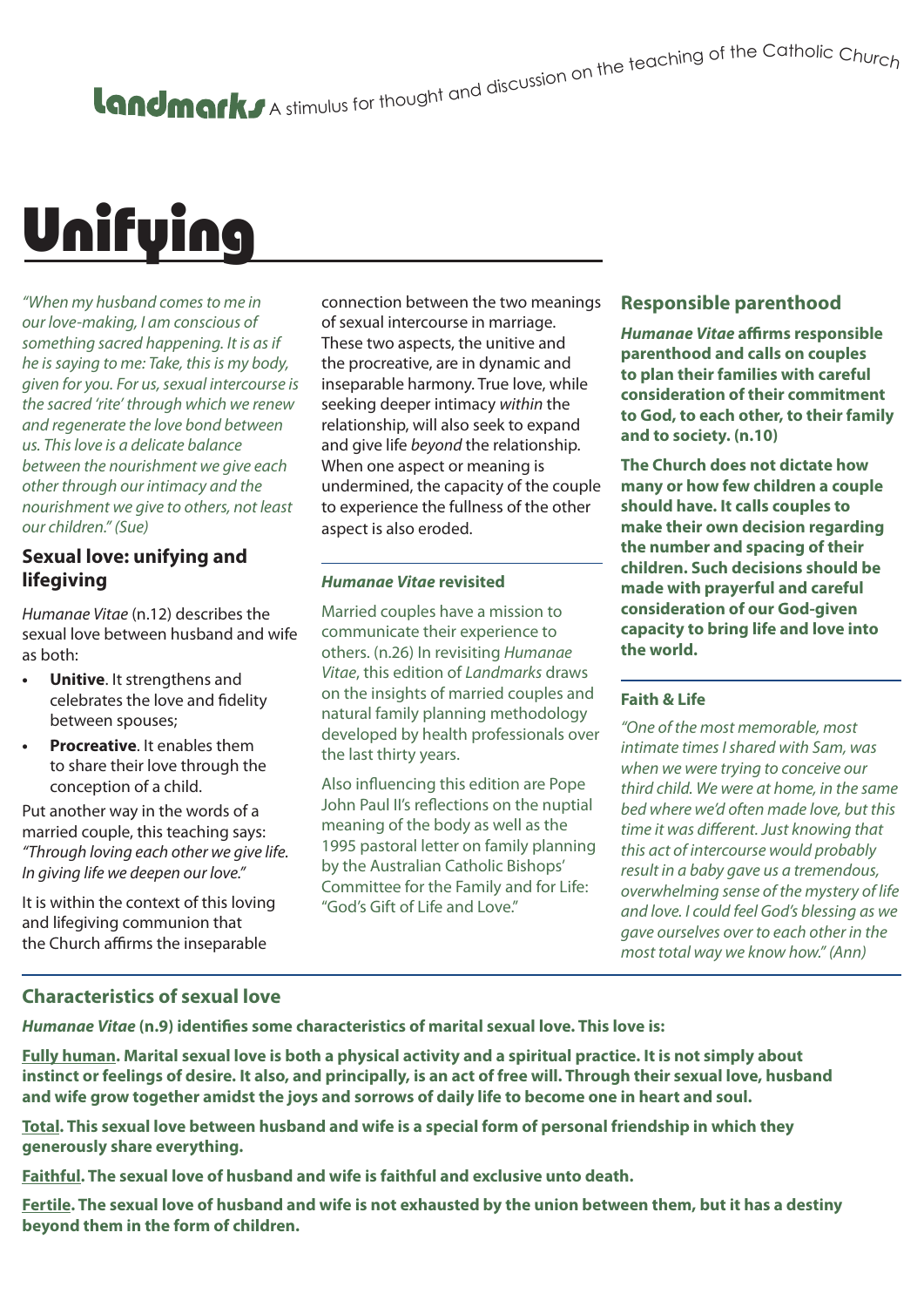# Unifying

*"When my husband comes to me in our love-making, I am conscious of something sacred happening. It is as if he is saying to me: Take, this is my body, given for you. For us, sexual intercourse is the sacred 'rite' through which we renew and regenerate the love bond between us. This love is a delicate balance between the nourishment we give each other through our intimacy and the nourishment we give to others, not least our children." (Sue)*

## Sexual love: unifying and lifegiving

*Humanae Vitae* (n.12) describes the sexual love between husband and wife as both:

- **Unitive**. It strengthens and celebrates the love and fidelity between spouses;
- **Procreative**. It enables them to share their love through the conception of a child.

Put another way in the words of a married couple, this teaching says: *"Through loving each other we give life. In giving life we deepen our love."*

It is within the context of this loving and lifegiving communion that the Church affirms the inseparable connection between the two meanings of sexual intercourse in marriage. These two aspects, the unitive and the procreative, are in dynamic and inseparable harmony. True love, while seeking deeper intimacy *within* the relationship, will also seek to expand and give life *beyond* the relationship. When one aspect or meaning is undermined, the capacity of the couple to experience the fullness of the other aspect is also eroded.

### *Humanae Vitae* revisited

Married couples have a mission to communicate their experience to others. (n.26) In revisiting *Humanae Vitae*, this edition of *Landmarks* draws on the insights of married couples and natural family planning methodology developed by health professionals over the last thirty years.

Also influencing this edition are Pope John Paul II's reflections on the nuptial meaning of the body as well as the 1995 pastoral letter on family planning by the Australian Catholic Bishops' Committee for the Family and for Life: "God's Gift of Life and Love."

## Responsible parenthood

***Humanae Vitae*** **affirms responsible parenthood and calls on couples to plan their families with careful consideration of their commitment to God, to each other, to their family and to society. (n.10)**

**The Church does not dictate how many or how few children a couple should have. It calls couples to make their own decision regarding the number and spacing of their children. Such decisions should be made with prayerful and careful consideration of our God-given capacity to bring life and love into the world.**

### Faith & Life

*"One of the most memorable, most intimate times I shared with Sam, was when we were trying to conceive our third child. We were at home, in the same bed where we'd often made love, but this time it was different. Just knowing that this act of intercourse would probably result in a baby gave us a tremendous, overwhelming sense of the mystery of life and love. I could feel God's blessing as we gave ourselves over to each other in the most total way we know how." (Ann)*

## Characteristics of sexual love

***Humanae Vitae*** **(n.9) identifies some characteristics of marital sexual love. This love is:**

**Fully human. Marital sexual love is both a physical activity and a spiritual practice. It is not simply about instinct or feelings of desire. It also, and principally, is an act of free will. Through their sexual love, husband and wife grow together amidst the joys and sorrows of daily life to become one in heart and soul.**

**Total. This sexual love between husband and wife is a special form of personal friendship in which they generously share everything.**

**Faithful. The sexual love of husband and wife is faithful and exclusive unto death.**

**Fertile. The sexual love of husband and wife is not exhausted by the union between them, but it has a destiny beyond them in the form of children.**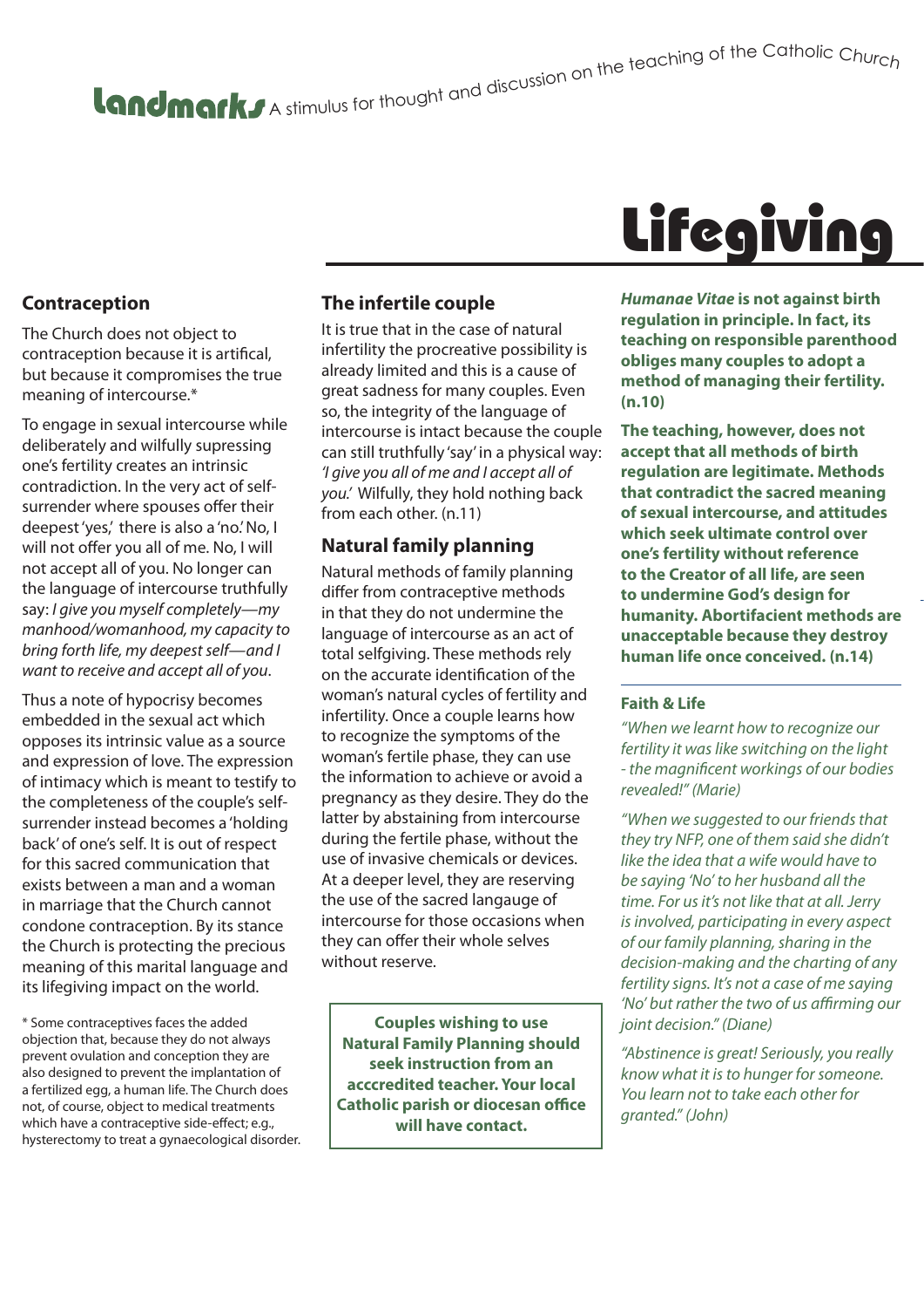**Landmarks** A stimulus for thought and discussion on the teaching of the Catholic Church

# Lifegiving

## Contraception

The Church does not object to contraception because it is artifical, but because it compromises the true meaning of intercourse.*

To engage in sexual intercourse while deliberately and wilfully supressing one's fertility creates an intrinsic contradiction. In the very act of self-surrender where spouses offer their deepest 'yes,' there is also a 'no.' No, I will not offer you all of me. No, I will not accept all of you. No longer can the language of intercourse truthfully say: *I give you myself completely—my manhood/womanhood, my capacity to bring forth life, my deepest self—and I want to receive and accept all of you*.

Thus a note of hypocrisy becomes embedded in the sexual act which opposes its intrinsic value as a source and expression of love. The expression of intimacy which is meant to testify to the completeness of the couple's self-surrender instead becomes a 'holding back' of one's self. It is out of respect for this sacred communication that exists between a man and a woman in marriage that the Church cannot condone contraception. By its stance the Church is protecting the precious meaning of this marital language and its lifegiving impact on the world.

* Some contraceptives faces the added objection that, because they do not always prevent ovulation and conception they are also designed to prevent the implantation of a fertilized egg, a human life. The Church does not, of course, object to medical treatments which have a contraceptive side-effect; e.g., hysterectomy to treat a gynaecological disorder.

## The infertile couple

It is true that in the case of natural infertility the procreative possibility is already limited and this is a cause of great sadness for many couples. Even so, the integrity of the language of intercourse is intact because the couple can still truthfully 'say' in a physical way: *'I give you all of me and I accept all of you.'* Wilfully, they hold nothing back from each other. (n.11)

## Natural family planning

Natural methods of family planning differ from contraceptive methods in that they do not undermine the language of intercourse as an act of total selfgiving. These methods rely on the accurate identification of the woman's natural cycles of fertility and infertility. Once a couple learns how to recognize the symptoms of the woman's fertile phase, they can use the information to achieve or avoid a pregnancy as they desire. They do the latter by abstaining from intercourse during the fertile phase, without the use of invasive chemicals or devices. At a deeper level, they are reserving the use of the sacred langauge of intercourse for those occasions when they can offer their whole selves without reserve.

**Couples wishing to use Natural Family Planning should seek instruction from an acccredited teacher. Your local Catholic parish or diocesan office will have contact.**

***Humanae Vitae* is not against birth regulation in principle. In fact, its teaching on responsible parenthood obliges many couples to adopt a method of managing their fertility. (n.10)**

**The teaching, however, does not accept that all methods of birth regulation are legitimate. Methods that contradict the sacred meaning of sexual intercourse, and attitudes which seek ultimate control over one's fertility without reference to the Creator of all life, are seen to undermine God's design for humanity. Abortifacient methods are unacceptable because they destroy human life once conceived. (n.14)**

### Faith & Life

*"When we learnt how to recognize our fertility it was like switching on the light - the magnificent workings of our bodies revealed!" (Marie)*

*"When we suggested to our friends that they try NFP, one of them said she didn't like the idea that a wife would have to be saying 'No' to her husband all the time. For us it's not like that at all. Jerry is involved, participating in every aspect of our family planning, sharing in the decision-making and the charting of any fertility signs. It's not a case of me saying 'No' but rather the two of us affirming our joint decision." (Diane)*

*"Abstinence is great! Seriously, you really know what it is to hunger for someone. You learn not to take each other for granted." (John)*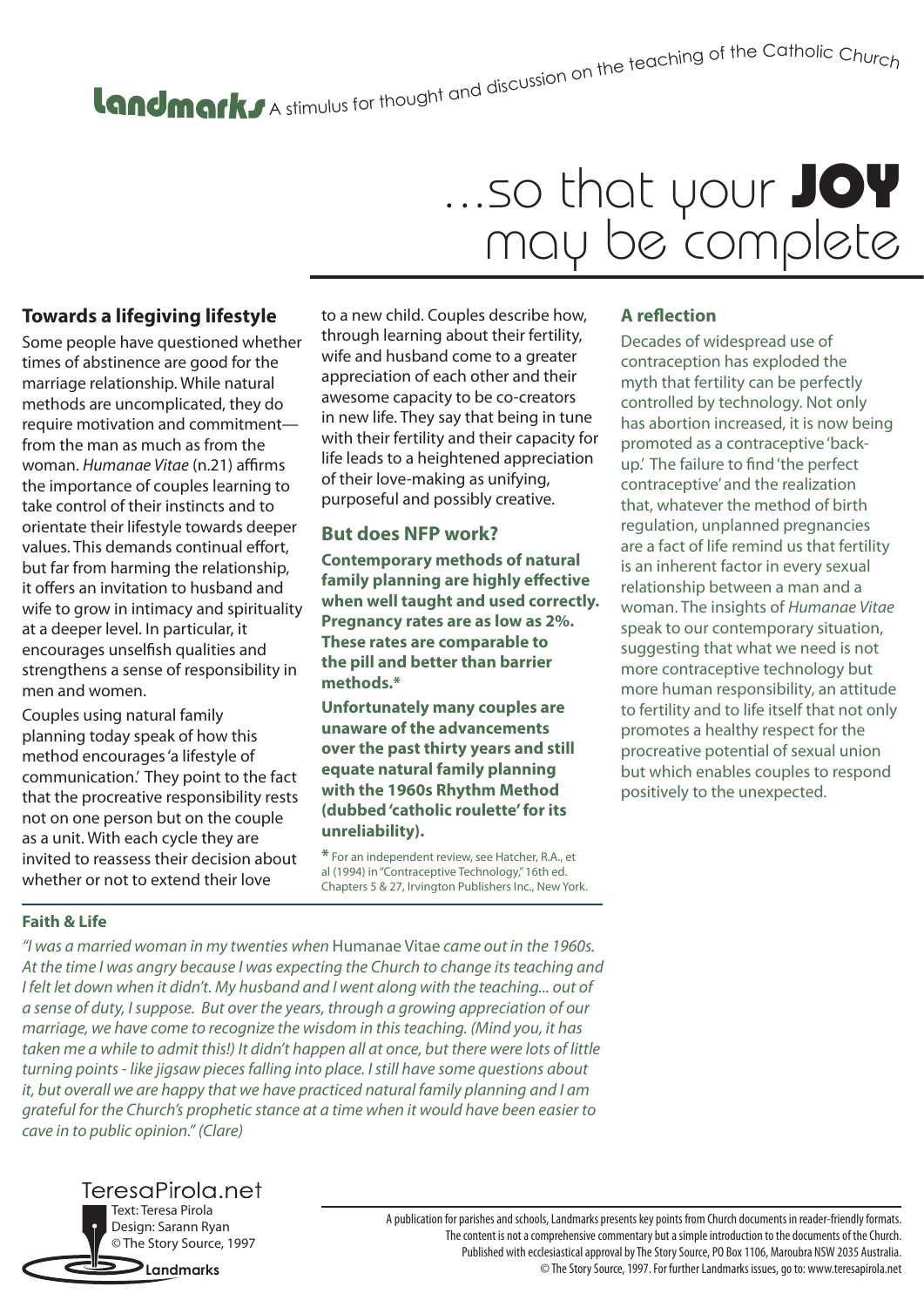Landmarks A stimulus for thought and discussion on the teaching of the Catholic Church

# ...so that your JOY may be complete

## Towards a lifegiving lifestyle

Some people have questioned whether times of abstinence are good for the marriage relationship. While natural methods are uncomplicated, they do require motivation and commitment—from the man as much as from the woman. *Humanae Vitae* (n.21) affirms the importance of couples learning to take control of their instincts and to orientate their lifestyle towards deeper values. This demands continual effort, but far from harming the relationship, it offers an invitation to husband and wife to grow in intimacy and spirituality at a deeper level. In particular, it encourages unselfish qualities and strengthens a sense of responsibility in men and women.

Couples using natural family planning today speak of how this method encourages 'a lifestyle of communication.' They point to the fact that the procreative responsibility rests not on one person but on the couple as a unit. With each cycle they are invited to reassess their decision about whether or not to extend their love to a new child. Couples describe how, through learning about their fertility, wife and husband come to a greater appreciation of each other and their awesome capacity to be co-creators in new life. They say that being in tune with their fertility and their capacity for life leads to a heightened appreciation of their love-making as unifying, purposeful and possibly creative.

## But does NFP work?

**Contemporary methods of natural family planning are highly effective when well taught and used correctly. Pregnancy rates are as low as 2%. These rates are comparable to the pill and better than barrier methods.***

**Unfortunately many couples are unaware of the advancements over the past thirty years and still equate natural family planning with the 1960s Rhythm Method (dubbed 'catholic roulette' for its unreliability).**

* For an independent review, see Hatcher, R.A., et al (1994) in "Contraceptive Technology," 16th ed. Chapters 5 & 27, Irvington Publishers Inc., New York.

## A reflection

Decades of widespread use of contraception has exploded the myth that fertility can be perfectly controlled by technology. Not only has abortion increased, it is now being promoted as a contraceptive 'back-up.' The failure to find 'the perfect contraceptive' and the realization that, whatever the method of birth regulation, unplanned pregnancies are a fact of life remind us that fertility is an inherent factor in every sexual relationship between a man and a woman. The insights of *Humanae Vitae* speak to our contemporary situation, suggesting that what we need is not more contraceptive technology but more human responsibility, an attitude to fertility and to life itself that not only promotes a healthy respect for the procreative potential of sexual union but which enables couples to respond positively to the unexpected.

## Faith & Life

*"I was a married woman in my twenties when* Humanae Vitae *came out in the 1960s. At the time I was angry because I was expecting the Church to change its teaching and I felt let down when it didn't. My husband and I went along with the teaching... out of a sense of duty, I suppose. But over the years, through a growing appreciation of our marriage, we have come to recognize the wisdom in this teaching. (Mind you, it has taken me a while to admit this!) It didn't happen all at once, but there were lots of little turning points - like jigsaw pieces falling into place. I still have some questions about it, but overall we are happy that we have practiced natural family planning and I am grateful for the Church's prophetic stance at a time when it would have been easier to cave in to public opinion." (Clare)*

TeresaPirola.net
Text: Teresa Pirola
Design: Sarann Ryan
© The Story Source, 1997
Landmarks

A publication for parishes and schools, Landmarks presents key points from Church documents in reader-friendly formats. The content is not a comprehensive commentary but a simple introduction to the documents of the Church. Published with ecclesiastical approval by The Story Source, PO Box 1106, Maroubra NSW 2035 Australia. © The Story Source, 1997. For further Landmarks issues, go to: www.teresapirola.net